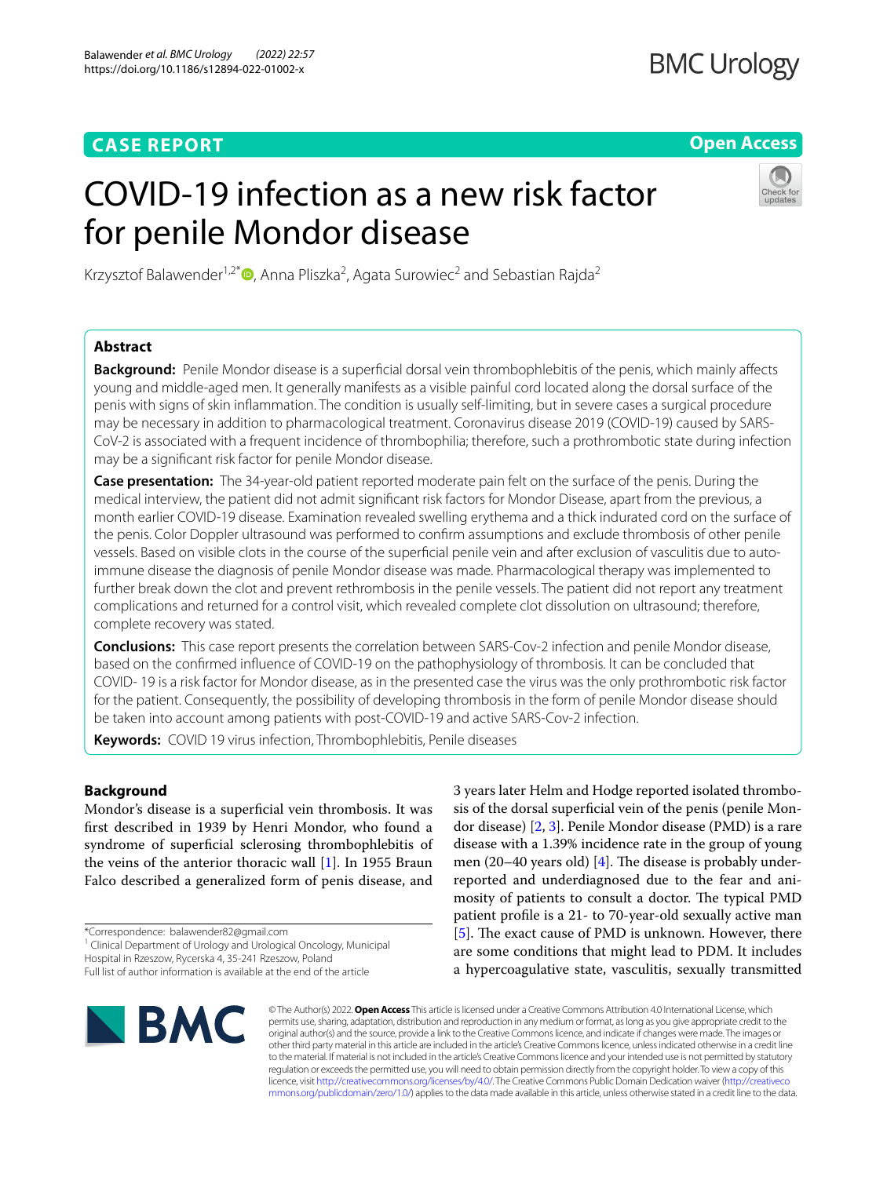CASE REPORT

Open Access

# COVID-19 infection as a new risk factor for penile Mondor disease

Krzysztof Balawender[1,2*], Anna Pliszka[2], Agata Surowiec[2] and Sebastian Rajda[2]

## Abstract

**Background:** Penile Mondor disease is a superficial dorsal vein thrombophlebitis of the penis, which mainly affects young and middle-aged men. It generally manifests as a visible painful cord located along the dorsal surface of the penis with signs of skin inflammation. The condition is usually self-limiting, but in severe cases a surgical procedure may be necessary in addition to pharmacological treatment. Coronavirus disease 2019 (COVID-19) caused by SARS-CoV-2 is associated with a frequent incidence of thrombophilia; therefore, such a prothrombotic state during infection may be a significant risk factor for penile Mondor disease.

**Case presentation:** The 34-year-old patient reported moderate pain felt on the surface of the penis. During the medical interview, the patient did not admit significant risk factors for Mondor Disease, apart from the previous, a month earlier COVID-19 disease. Examination revealed swelling erythema and a thick indurated cord on the surface of the penis. Color Doppler ultrasound was performed to confirm assumptions and exclude thrombosis of other penile vessels. Based on visible clots in the course of the superficial penile vein and after exclusion of vasculitis due to autoimmune disease the diagnosis of penile Mondor disease was made. Pharmacological therapy was implemented to further break down the clot and prevent rethrombosis in the penile vessels. The patient did not report any treatment complications and returned for a control visit, which revealed complete clot dissolution on ultrasound; therefore, complete recovery was stated.

**Conclusions:** This case report presents the correlation between SARS-Cov-2 infection and penile Mondor disease, based on the confirmed influence of COVID-19 on the pathophysiology of thrombosis. It can be concluded that COVID- 19 is a risk factor for Mondor disease, as in the presented case the virus was the only prothrombotic risk factor for the patient. Consequently, the possibility of developing thrombosis in the form of penile Mondor disease should be taken into account among patients with post-COVID-19 and active SARS-Cov-2 infection.

**Keywords:** COVID 19 virus infection, Thrombophlebitis, Penile diseases

## Background

Mondor's disease is a superficial vein thrombosis. It was first described in 1939 by Henri Mondor, who found a syndrome of superficial sclerosing thrombophlebitis of the veins of the anterior thoracic wall [1]. In 1955 Braun Falco described a generalized form of penis disease, and 3 years later Helm and Hodge reported isolated thrombosis of the dorsal superficial vein of the penis (penile Mondor disease) [2, 3]. Penile Mondor disease (PMD) is a rare disease with a 1.39% incidence rate in the group of young men (20–40 years old) [4]. The disease is probably underreported and underdiagnosed due to the fear and animosity of patients to consult a doctor. The typical PMD patient profile is a 21- to 70-year-old sexually active man [5]. The exact cause of PMD is unknown. However, there are some conditions that might lead to PDM. It includes a hypercoagulative state, vasculitis, sexually transmitted

*Correspondence: balawender82@gmail.com
[1] Clinical Department of Urology and Urological Oncology, Municipal Hospital in Rzeszow, Rycerska 4, 35-241 Rzeszow, Poland
Full list of author information is available at the end of the article

© The Author(s) 2022. **Open Access** This article is licensed under a Creative Commons Attribution 4.0 International License, which permits use, sharing, adaptation, distribution and reproduction in any medium or format, as long as you give appropriate credit to the original author(s) and the source, provide a link to the Creative Commons licence, and indicate if changes were made. The images or other third party material in this article are included in the article's Creative Commons licence, unless indicated otherwise in a credit line to the material. If material is not included in the article's Creative Commons licence and your intended use is not permitted by statutory regulation or exceeds the permitted use, you will need to obtain permission directly from the copyright holder. To view a copy of this licence, visit http://creativecommons.org/licenses/by/4.0/. The Creative Commons Public Domain Dedication waiver (http://creativecommons.org/publicdomain/zero/1.0/) applies to the data made available in this article, unless otherwise stated in a credit line to the data.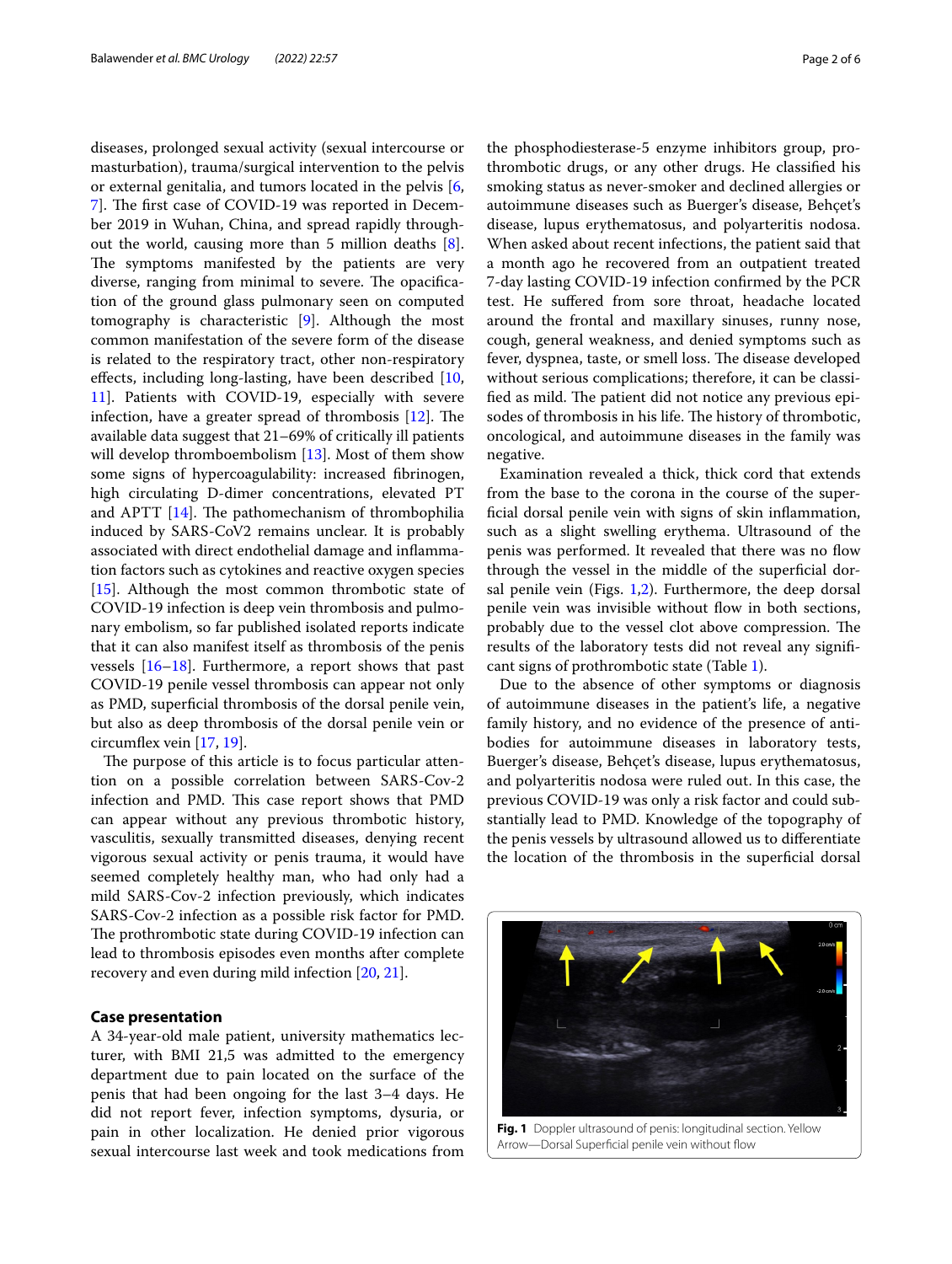diseases, prolonged sexual activity (sexual intercourse or masturbation), trauma/surgical intervention to the pelvis or external genitalia, and tumors located in the pelvis [6, 7]. The first case of COVID-19 was reported in December 2019 in Wuhan, China, and spread rapidly throughout the world, causing more than 5 million deaths [8]. The symptoms manifested by the patients are very diverse, ranging from minimal to severe. The opacification of the ground glass pulmonary seen on computed tomography is characteristic [9]. Although the most common manifestation of the severe form of the disease is related to the respiratory tract, other non-respiratory effects, including long-lasting, have been described [10, 11]. Patients with COVID-19, especially with severe infection, have a greater spread of thrombosis [12]. The available data suggest that 21–69% of critically ill patients will develop thromboembolism [13]. Most of them show some signs of hypercoagulability: increased fibrinogen, high circulating D-dimer concentrations, elevated PT and APTT [14]. The pathomechanism of thrombophilia induced by SARS-CoV2 remains unclear. It is probably associated with direct endothelial damage and inflammation factors such as cytokines and reactive oxygen species [15]. Although the most common thrombotic state of COVID-19 infection is deep vein thrombosis and pulmonary embolism, so far published isolated reports indicate that it can also manifest itself as thrombosis of the penis vessels [16–18]. Furthermore, a report shows that past COVID-19 penile vessel thrombosis can appear not only as PMD, superficial thrombosis of the dorsal penile vein, but also as deep thrombosis of the dorsal penile vein or circumflex vein [17, 19].

The purpose of this article is to focus particular attention on a possible correlation between SARS-Cov-2 infection and PMD. This case report shows that PMD can appear without any previous thrombotic history, vasculitis, sexually transmitted diseases, denying recent vigorous sexual activity or penis trauma, it would have seemed completely healthy man, who had only had a mild SARS-Cov-2 infection previously, which indicates SARS-Cov-2 infection as a possible risk factor for PMD. The prothrombotic state during COVID-19 infection can lead to thrombosis episodes even months after complete recovery and even during mild infection [20, 21].

## Case presentation

A 34-year-old male patient, university mathematics lecturer, with BMI 21,5 was admitted to the emergency department due to pain located on the surface of the penis that had been ongoing for the last 3–4 days. He did not report fever, infection symptoms, dysuria, or pain in other localization. He denied prior vigorous sexual intercourse last week and took medications from the phosphodiesterase-5 enzyme inhibitors group, prothrombotic drugs, or any other drugs. He classified his smoking status as never-smoker and declined allergies or autoimmune diseases such as Buerger's disease, Behçet's disease, lupus erythematosus, and polyarteritis nodosa. When asked about recent infections, the patient said that a month ago he recovered from an outpatient treated 7-day lasting COVID-19 infection confirmed by the PCR test. He suffered from sore throat, headache located around the frontal and maxillary sinuses, runny nose, cough, general weakness, and denied symptoms such as fever, dyspnea, taste, or smell loss. The disease developed without serious complications; therefore, it can be classified as mild. The patient did not notice any previous episodes of thrombosis in his life. The history of thrombotic, oncological, and autoimmune diseases in the family was negative.

Examination revealed a thick, thick cord that extends from the base to the corona in the course of the superficial dorsal penile vein with signs of skin inflammation, such as a slight swelling erythema. Ultrasound of the penis was performed. It revealed that there was no flow through the vessel in the middle of the superficial dorsal penile vein (Figs. 1,2). Furthermore, the deep dorsal penile vein was invisible without flow in both sections, probably due to the vessel clot above compression. The results of the laboratory tests did not reveal any significant signs of prothrombotic state (Table 1).

Due to the absence of other symptoms or diagnosis of autoimmune diseases in the patient's life, a negative family history, and no evidence of the presence of antibodies for autoimmune diseases in laboratory tests, Buerger's disease, Behçet's disease, lupus erythematosus, and polyarteritis nodosa were ruled out. In this case, the previous COVID-19 was only a risk factor and could substantially lead to PMD. Knowledge of the topography of the penis vessels by ultrasound allowed us to differentiate the location of the thrombosis in the superficial dorsal

**Fig. 1** Doppler ultrasound of penis: longitudinal section. Yellow Arrow—Dorsal Superficial penile vein without flow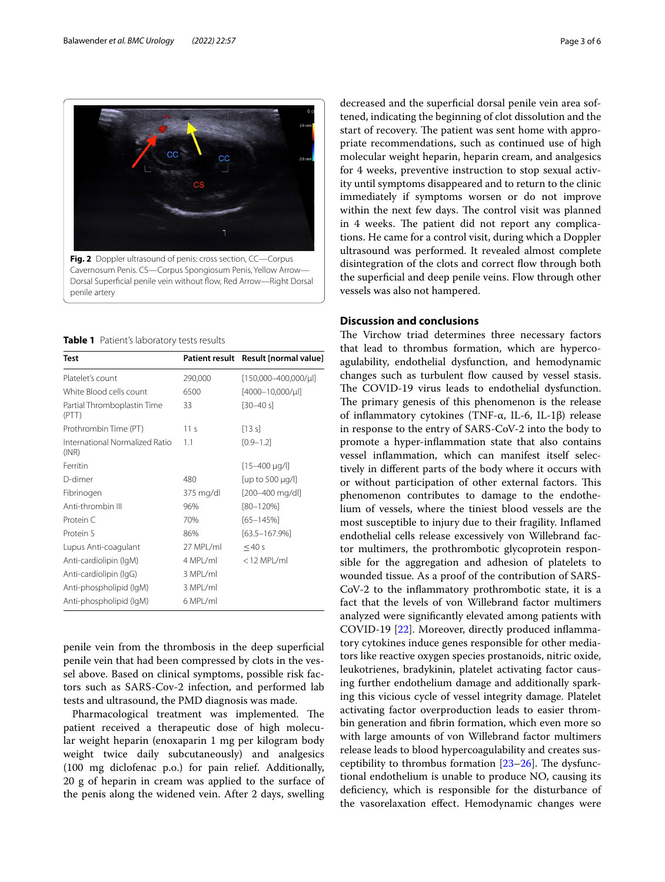Fig. 2 Doppler ultrasound of penis: cross section, CC—Corpus Cavernosum Penis. CS—Corpus Spongiosum Penis, Yellow Arrow—Dorsal Superficial penile vein without flow, Red Arrow—Right Dorsal penile artery

**Table 1** Patient's laboratory tests results

| Test | Patient result | Result [normal value] |
|---|---|---|
| Platelet's count | 290,000 | [150,000–400,000/μl] |
| White Blood cells count | 6500 | [4000–10,000/μl] |
| Partial Thromboplastin Time (PTT) | 33 | [30–40 s] |
| Prothrombin Time (PT) | 11 s | [13 s] |
| International Normalized Ratio (INR) | 1.1 | [0.9–1.2] |
| Ferritin | | [15–400 μg/l] |
| D-dimer | 480 | [up to 500 μg/l] |
| Fibrinogen | 375 mg/dl | [200–400 mg/dl] |
| Anti-thrombin III | 96% | [80–120%] |
| Protein C | 70% | [65–145%] |
| Protein S | 86% | [63.5–167.9%] |
| Lupus Anti-coagulant | 27 MPL/ml | ≤40 s |
| Anti-cardiolipin (IgM) | 4 MPL/ml | <12 MPL/ml |
| Anti-cardiolipin (IgG) | 3 MPL/ml | |
| Anti-phospholipid (IgM) | 3 MPL/ml | |
| Anti-phospholipid (IgM) | 6 MPL/ml | |

penile vein from the thrombosis in the deep superficial penile vein that had been compressed by clots in the vessel above. Based on clinical symptoms, possible risk factors such as SARS-Cov-2 infection, and performed lab tests and ultrasound, the PMD diagnosis was made.

Pharmacological treatment was implemented. The patient received a therapeutic dose of high molecular weight heparin (enoxaparin 1 mg per kilogram body weight twice daily subcutaneously) and analgesics (100 mg diclofenac p.o.) for pain relief. Additionally, 20 g of heparin in cream was applied to the surface of the penis along the widened vein. After 2 days, swelling decreased and the superficial dorsal penile vein area softened, indicating the beginning of clot dissolution and the start of recovery. The patient was sent home with appropriate recommendations, such as continued use of high molecular weight heparin, heparin cream, and analgesics for 4 weeks, preventive instruction to stop sexual activity until symptoms disappeared and to return to the clinic immediately if symptoms worsen or do not improve within the next few days. The control visit was planned in 4 weeks. The patient did not report any complications. He came for a control visit, during which a Doppler ultrasound was performed. It revealed almost complete disintegration of the clots and correct flow through both the superficial and deep penile veins. Flow through other vessels was also not hampered.

## Discussion and conclusions

The Virchow triad determines three necessary factors that lead to thrombus formation, which are hypercoagulability, endothelial dysfunction, and hemodynamic changes such as turbulent flow caused by vessel stasis. The COVID-19 virus leads to endothelial dysfunction. The primary genesis of this phenomenon is the release of inflammatory cytokines (TNF-α, IL-6, IL-1β) release in response to the entry of SARS-CoV-2 into the body to promote a hyper-inflammation state that also contains vessel inflammation, which can manifest itself selectively in different parts of the body where it occurs with or without participation of other external factors. This phenomenon contributes to damage to the endothelium of vessels, where the tiniest blood vessels are the most susceptible to injury due to their fragility. Inflamed endothelial cells release excessively von Willebrand factor multimers, the prothrombotic glycoprotein responsible for the aggregation and adhesion of platelets to wounded tissue. As a proof of the contribution of SARS-CoV-2 to the inflammatory prothrombotic state, it is a fact that the levels of von Willebrand factor multimers analyzed were significantly elevated among patients with COVID-19 [22]. Moreover, directly produced inflammatory cytokines induce genes responsible for other mediators like reactive oxygen species prostanoids, nitric oxide, leukotrienes, bradykinin, platelet activating factor causing further endothelium damage and additionally sparking this vicious cycle of vessel integrity damage. Platelet activating factor overproduction leads to easier thrombin generation and fibrin formation, which even more so with large amounts of von Willebrand factor multimers release leads to blood hypercoagulability and creates susceptibility to thrombus formation [23–26]. The dysfunctional endothelium is unable to produce NO, causing its deficiency, which is responsible for the disturbance of the vasorelaxation effect. Hemodynamic changes were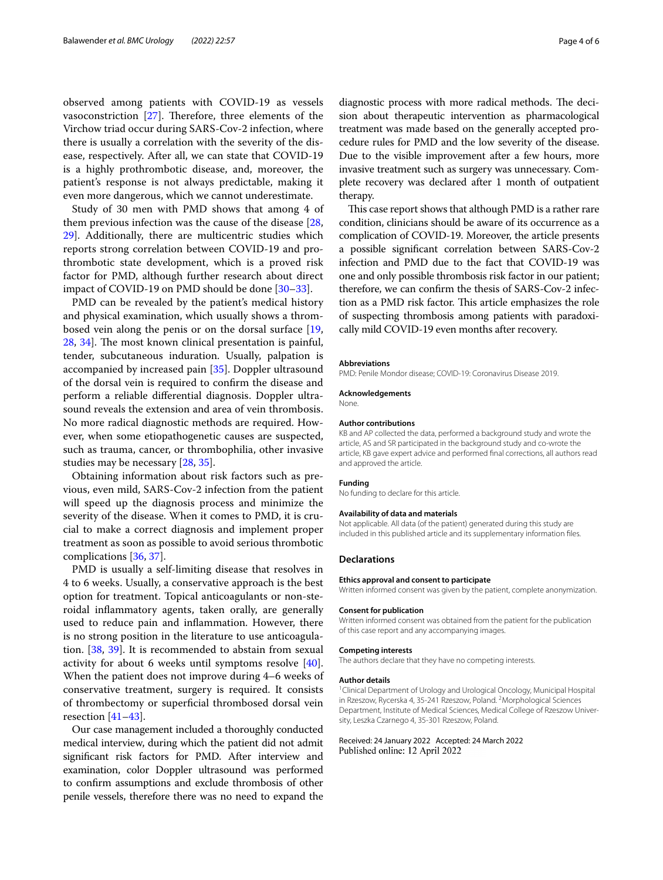observed among patients with COVID-19 as vessels vasoconstriction [27]. Therefore, three elements of the Virchow triad occur during SARS-Cov-2 infection, where there is usually a correlation with the severity of the disease, respectively. After all, we can state that COVID-19 is a highly prothrombotic disease, and, moreover, the patient's response is not always predictable, making it even more dangerous, which we cannot underestimate.

Study of 30 men with PMD shows that among 4 of them previous infection was the cause of the disease [28, 29]. Additionally, there are multicentric studies which reports strong correlation between COVID-19 and prothrombotic state development, which is a proved risk factor for PMD, although further research about direct impact of COVID-19 on PMD should be done [30–33].

PMD can be revealed by the patient's medical history and physical examination, which usually shows a thrombosed vein along the penis or on the dorsal surface [19, 28, 34]. The most known clinical presentation is painful, tender, subcutaneous induration. Usually, palpation is accompanied by increased pain [35]. Doppler ultrasound of the dorsal vein is required to confirm the disease and perform a reliable differential diagnosis. Doppler ultrasound reveals the extension and area of vein thrombosis. No more radical diagnostic methods are required. However, when some etiopathogenetic causes are suspected, such as trauma, cancer, or thrombophilia, other invasive studies may be necessary [28, 35].

Obtaining information about risk factors such as previous, even mild, SARS-Cov-2 infection from the patient will speed up the diagnosis process and minimize the severity of the disease. When it comes to PMD, it is crucial to make a correct diagnosis and implement proper treatment as soon as possible to avoid serious thrombotic complications [36, 37].

PMD is usually a self-limiting disease that resolves in 4 to 6 weeks. Usually, a conservative approach is the best option for treatment. Topical anticoagulants or non-steroidal inflammatory agents, taken orally, are generally used to reduce pain and inflammation. However, there is no strong position in the literature to use anticoagulation. [38, 39]. It is recommended to abstain from sexual activity for about 6 weeks until symptoms resolve [40]. When the patient does not improve during 4–6 weeks of conservative treatment, surgery is required. It consists of thrombectomy or superficial thrombosed dorsal vein resection [41–43].

Our case management included a thoroughly conducted medical interview, during which the patient did not admit significant risk factors for PMD. After interview and examination, color Doppler ultrasound was performed to confirm assumptions and exclude thrombosis of other penile vessels, therefore there was no need to expand the diagnostic process with more radical methods. The decision about therapeutic intervention as pharmacological treatment was made based on the generally accepted procedure rules for PMD and the low severity of the disease. Due to the visible improvement after a few hours, more invasive treatment such as surgery was unnecessary. Complete recovery was declared after 1 month of outpatient therapy.

This case report shows that although PMD is a rather rare condition, clinicians should be aware of its occurrence as a complication of COVID-19. Moreover, the article presents a possible significant correlation between SARS-Cov-2 infection and PMD due to the fact that COVID-19 was one and only possible thrombosis risk factor in our patient; therefore, we can confirm the thesis of SARS-Cov-2 infection as a PMD risk factor. This article emphasizes the role of suspecting thrombosis among patients with paradoxically mild COVID-19 even months after recovery.

#### Abbreviations
PMD: Penile Mondor disease; COVID-19: Coronavirus Disease 2019.

#### Acknowledgements
None.

#### Author contributions
KB and AP collected the data, performed a background study and wrote the article, AS and SR participated in the background study and co-wrote the article, KB gave expert advice and performed final corrections, all authors read and approved the article.

#### Funding
No funding to declare for this article.

#### Availability of data and materials
Not applicable. All data (of the patient) generated during this study are included in this published article and its supplementary information files.

### Declarations

#### Ethics approval and consent to participate
Written informed consent was given by the patient, complete anonymization.

#### Consent for publication
Written informed consent was obtained from the patient for the publication of this case report and any accompanying images.

#### Competing interests
The authors declare that they have no competing interests.

#### Author details
[1] Clinical Department of Urology and Urological Oncology, Municipal Hospital in Rzeszow, Rycerska 4, 35-241 Rzeszow, Poland. [2] Morphological Sciences Department, Institute of Medical Sciences, Medical College of Rzeszow University, Leszka Czarnego 4, 35-301 Rzeszow, Poland.

Received: 24 January 2022 Accepted: 24 March 2022
Published online: 12 April 2022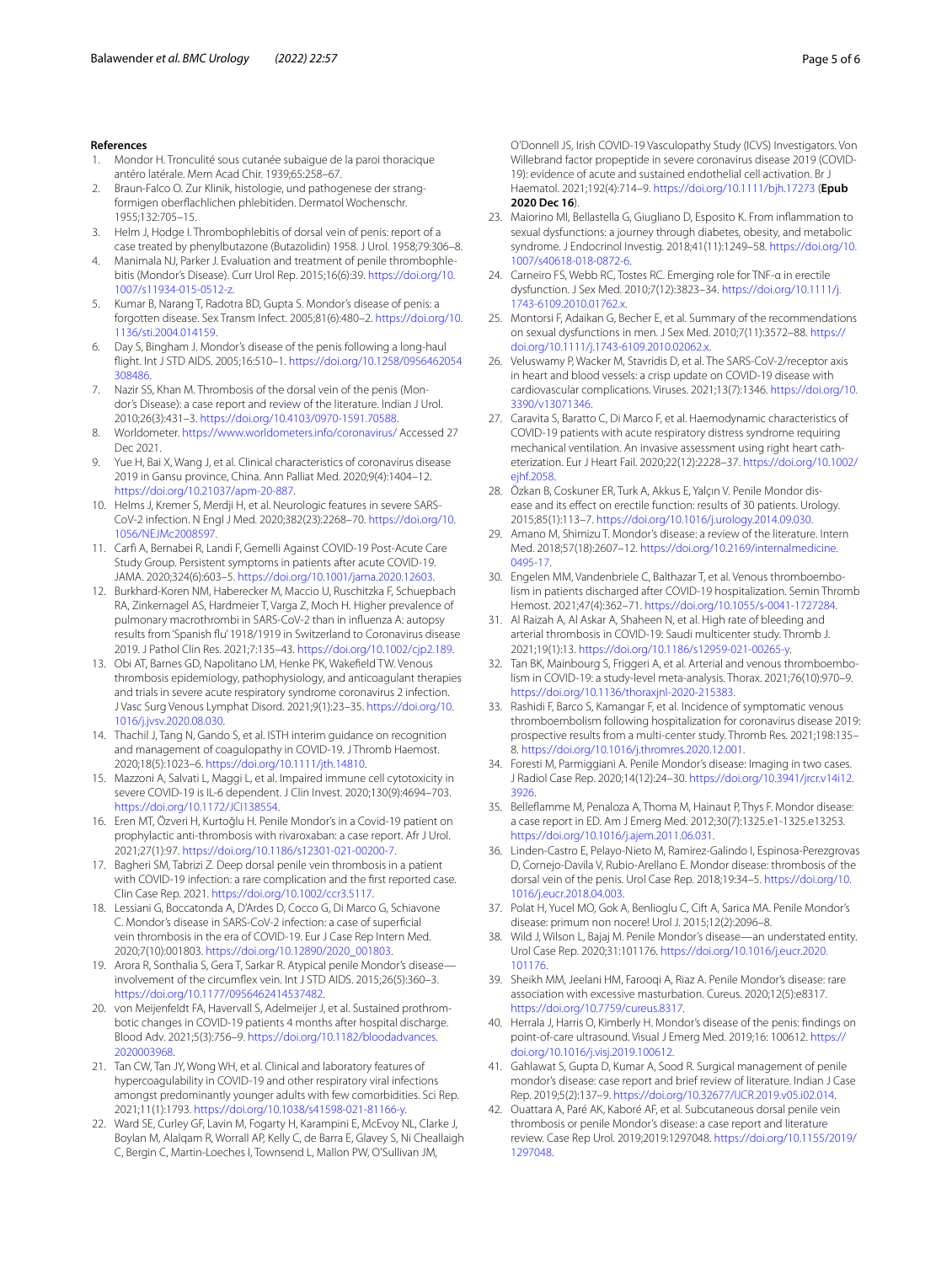## References

1. Mondor H. Tronculité sous cutanée subaigue de la paroi thoracique antéro latérale. Mem Acad Chir. 1939;65:258–67.
2. Braun-Falco O. Zur Klinik, histologie, und pathogenese der strang-formigen oberflachlichen phlebitiden. Dermatol Wochenschr. 1955;132:705–15.
3. Helm J, Hodge I. Thrombophlebitis of dorsal vein of penis: report of a case treated by phenylbutazone (Butazolidin) 1958. J Urol. 1958;79:306–8.
4. Manimala NJ, Parker J. Evaluation and treatment of penile thrombophlebitis (Mondor's Disease). Curr Urol Rep. 2015;16(6):39. https://doi.org/10.1007/s11934-015-0512-z.
5. Kumar B, Narang T, Radotra BD, Gupta S. Mondor's disease of penis: a forgotten disease. Sex Transm Infect. 2005;81(6):480–2. https://doi.org/10.1136/sti.2004.014159.
6. Day S, Bingham J. Mondor's disease of the penis following a long-haul flight. Int J STD AIDS. 2005;16:510–1. https://doi.org/10.1258/0956462054308486.
7. Nazir SS, Khan M. Thrombosis of the dorsal vein of the penis (Mondor's Disease): a case report and review of the literature. Indian J Urol. 2010;26(3):431–3. https://doi.org/10.4103/0970-1591.70588.
8. Worldometer. https://www.worldometers.info/coronavirus/ Accessed 27 Dec 2021.
9. Yue H, Bai X, Wang J, et al. Clinical characteristics of coronavirus disease 2019 in Gansu province, China. Ann Palliat Med. 2020;9(4):1404–12. https://doi.org/10.21037/apm-20-887.
10. Helms J, Kremer S, Merdji H, et al. Neurologic features in severe SARS-CoV-2 infection. N Engl J Med. 2020;382(23):2268–70. https://doi.org/10.1056/NEJMc2008597.
11. Carfì A, Bernabei R, Landi F, Gemelli Against COVID-19 Post-Acute Care Study Group. Persistent symptoms in patients after acute COVID-19. JAMA. 2020;324(6):603–5. https://doi.org/10.1001/jama.2020.12603.
12. Burkhard-Koren NM, Haberecker M, Maccio U, Ruschitzka F, Schuepbach RA, Zinkernagel AS, Hardmeier T, Varga Z, Moch H. Higher prevalence of pulmonary macrothrombi in SARS-CoV-2 than in influenza A: autopsy results from 'Spanish flu' 1918/1919 in Switzerland to Coronavirus disease 2019. J Pathol Clin Res. 2021;7:135–43. https://doi.org/10.1002/cjp2.189.
13. Obi AT, Barnes GD, Napolitano LM, Henke PK, Wakefield TW. Venous thrombosis epidemiology, pathophysiology, and anticoagulant therapies and trials in severe acute respiratory syndrome coronavirus 2 infection. J Vasc Surg Venous Lymphat Disord. 2021;9(1):23–35. https://doi.org/10.1016/j.jvsv.2020.08.030.
14. Thachil J, Tang N, Gando S, et al. ISTH interim guidance on recognition and management of coagulopathy in COVID-19. J Thromb Haemost. 2020;18(5):1023–6. https://doi.org/10.1111/jth.14810.
15. Mazzoni A, Salvati L, Maggi L, et al. Impaired immune cell cytotoxicity in severe COVID-19 is IL-6 dependent. J Clin Invest. 2020;130(9):4694–703. https://doi.org/10.1172/JCI138554.
16. Eren MT, Özveri H, Kurtoğlu H. Penile Mondor's in a Covid-19 patient on prophylactic anti-thrombosis with rivaroxaban: a case report. Afr J Urol. 2021;27(1):97. https://doi.org/10.1186/s12301-021-00200-7.
17. Bagheri SM, Tabrizi Z. Deep dorsal penile vein thrombosis in a patient with COVID-19 infection: a rare complication and the first reported case. Clin Case Rep. 2021. https://doi.org/10.1002/ccr3.5117.
18. Lessiani G, Boccatonda A, D'Ardes D, Cocco G, Di Marco G, Schiavone C. Mondor's disease in SARS-CoV-2 infection: a case of superficial vein thrombosis in the era of COVID-19. Eur J Case Rep Intern Med. 2020;7(10):001803. https://doi.org/10.12890/2020_001803.
19. Arora R, Sonthalia S, Gera T, Sarkar R. Atypical penile Mondor's disease—involvement of the circumflex vein. Int J STD AIDS. 2015;26(5):360–3. https://doi.org/10.1177/0956462414537482.
20. von Meijenfeldt FA, Havervall S, Adelmeijer J, et al. Sustained prothrombotic changes in COVID-19 patients 4 months after hospital discharge. Blood Adv. 2021;5(3):756–9. https://doi.org/10.1182/bloodadvances.2020003968.
21. Tan CW, Tan JY, Wong WH, et al. Clinical and laboratory features of hypercoagulability in COVID-19 and other respiratory viral infections amongst predominantly younger adults with few comorbidities. Sci Rep. 2021;11(1):1793. https://doi.org/10.1038/s41598-021-81166-y.
22. Ward SE, Curley GF, Lavin M, Fogarty H, Karampini E, McEvoy NL, Clarke J, Boylan M, Alalqam R, Worrall AP, Kelly C, de Barra E, Glavey S, Ni Cheallaigh C, Bergin C, Martin-Loeches I, Townsend L, Mallon PW, O'Sullivan JM, O'Donnell JS, Irish COVID-19 Vasculopathy Study (ICVS) Investigators. Von Willebrand factor propeptide in severe coronavirus disease 2019 (COVID-19): evidence of acute and sustained endothelial cell activation. Br J Haematol. 2021;192(4):714–9. https://doi.org/10.1111/bjh.17273 (**Epub 2020 Dec 16**).
23. Maiorino MI, Bellastella G, Giugliano D, Esposito K. From inflammation to sexual dysfunctions: a journey through diabetes, obesity, and metabolic syndrome. J Endocrinol Investig. 2018;41(11):1249–58. https://doi.org/10.1007/s40618-018-0872-6.
24. Carneiro FS, Webb RC, Tostes RC. Emerging role for TNF-α in erectile dysfunction. J Sex Med. 2010;7(12):3823–34. https://doi.org/10.1111/j.1743-6109.2010.01762.x.
25. Montorsi F, Adaikan G, Becher E, et al. Summary of the recommendations on sexual dysfunctions in men. J Sex Med. 2010;7(11):3572–88. https://doi.org/10.1111/j.1743-6109.2010.02062.x.
26. Veluswamy P, Wacker M, Stavridis D, et al. The SARS-CoV-2/receptor axis in heart and blood vessels: a crisp update on COVID-19 disease with cardiovascular complications. Viruses. 2021;13(7):1346. https://doi.org/10.3390/v13071346.
27. Caravita S, Baratto C, Di Marco F, et al. Haemodynamic characteristics of COVID-19 patients with acute respiratory distress syndrome requiring mechanical ventilation. An invasive assessment using right heart catheterization. Eur J Heart Fail. 2020;22(12):2228–37. https://doi.org/10.1002/ejhf.2058.
28. Özkan B, Coskuner ER, Turk A, Akkus E, Yalçın V. Penile Mondor disease and its effect on erectile function: results of 30 patients. Urology. 2015;85(1):113–7. https://doi.org/10.1016/j.urology.2014.09.030.
29. Amano M, Shimizu T. Mondor's disease: a review of the literature. Intern Med. 2018;57(18):2607–12. https://doi.org/10.2169/internalmedicine.0495-17.
30. Engelen MM, Vandenbriele C, Balthazar T, et al. Venous thromboembolism in patients discharged after COVID-19 hospitalization. Semin Thromb Hemost. 2021;47(4):362–71. https://doi.org/10.1055/s-0041-1727284.
31. Al Raizah A, Al Askar A, Shaheen N, et al. High rate of bleeding and arterial thrombosis in COVID-19: Saudi multicenter study. Thromb J. 2021;19(1):13. https://doi.org/10.1186/s12959-021-00265-y.
32. Tan BK, Mainbourg S, Friggeri A, et al. Arterial and venous thromboembolism in COVID-19: a study-level meta-analysis. Thorax. 2021;76(10):970–9. https://doi.org/10.1136/thoraxjnl-2020-215383.
33. Rashidi F, Barco S, Kamangar F, et al. Incidence of symptomatic venous thromboembolism following hospitalization for coronavirus disease 2019: prospective results from a multi-center study. Thromb Res. 2021;198:135–8. https://doi.org/10.1016/j.thromres.2020.12.001.
34. Foresti M, Parmiggiani A. Penile Mondor's disease: Imaging in two cases. J Radiol Case Rep. 2020;14(12):24–30. https://doi.org/10.3941/jrcr.v14i12.3926.
35. Belleflamme M, Penaloza A, Thoma M, Hainaut P, Thys F. Mondor disease: a case report in ED. Am J Emerg Med. 2012;30(7):1325.e1-1325.e13253. https://doi.org/10.1016/j.ajem.2011.06.031.
36. Linden-Castro E, Pelayo-Nieto M, Ramirez-Galindo I, Espinosa-Perezgrovas D, Cornejo-Davila V, Rubio-Arellano E. Mondor disease: thrombosis of the dorsal vein of the penis. Urol Case Rep. 2018;19:34–5. https://doi.org/10.1016/j.eucr.2018.04.003.
37. Polat H, Yucel MO, Gok A, Benlioglu C, Cift A, Sarica MA. Penile Mondor's disease: primum non nocere! Urol J. 2015;12(2):2096–8.
38. Wild J, Wilson L, Bajaj M. Penile Mondor's disease—an understated entity. Urol Case Rep. 2020;31:101176. https://doi.org/10.1016/j.eucr.2020.101176.
39. Sheikh MM, Jeelani HM, Farooqi A, Riaz A. Penile Mondor's disease: rare association with excessive masturbation. Cureus. 2020;12(5):e8317. https://doi.org/10.7759/cureus.8317.
40. Herrala J, Harris O, Kimberly H. Mondor's disease of the penis: findings on point-of-care ultrasound. Visual J Emerg Med. 2019;16: 100612. https://doi.org/10.1016/j.visj.2019.100612.
41. Gahlawat S, Gupta D, Kumar A, Sood R. Surgical management of penile mondor's disease: case report and brief review of literature. Indian J Case Rep. 2019;5(2):137–9. https://doi.org/10.32677/IJCR.2019.v05.i02.014.
42. Ouattara A, Paré AK, Kaboré AF, et al. Subcutaneous dorsal penile vein thrombosis or penile Mondor's disease: a case report and literature review. Case Rep Urol. 2019;2019:1297048. https://doi.org/10.1155/2019/1297048.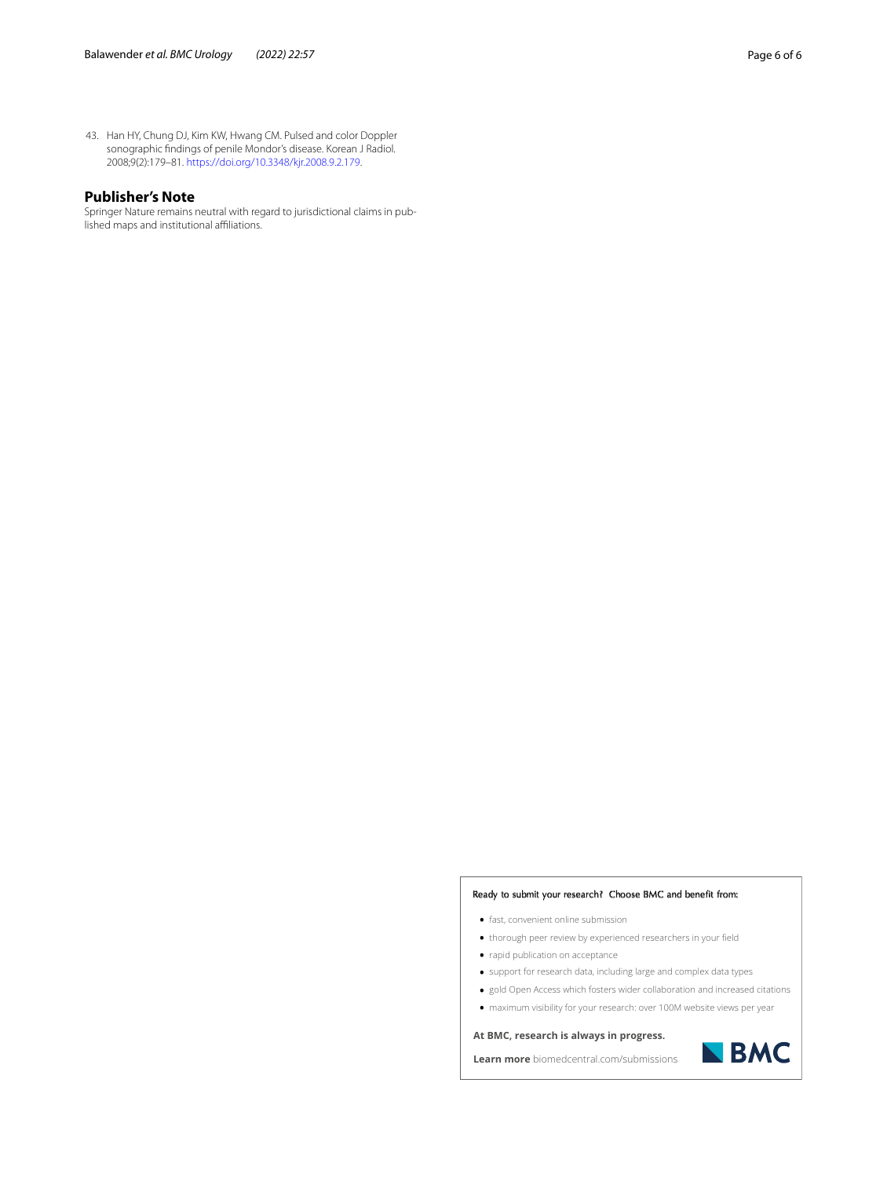43. Han HY, Chung DJ, Kim KW, Hwang CM. Pulsed and color Doppler sonographic findings of penile Mondor's disease. Korean J Radiol. 2008;9(2):179–81. https://doi.org/10.3348/kjr.2008.9.2.179.

## Publisher's Note

Springer Nature remains neutral with regard to jurisdictional claims in published maps and institutional affiliations.

Ready to submit your research? Choose BMC and benefit from:

- fast, convenient online submission
- thorough peer review by experienced researchers in your field
- rapid publication on acceptance
- support for research data, including large and complex data types
- gold Open Access which fosters wider collaboration and increased citations
- maximum visibility for your research: over 100M website views per year

**At BMC, research is always in progress.**

**Learn more** biomedcentral.com/submissions

BMC